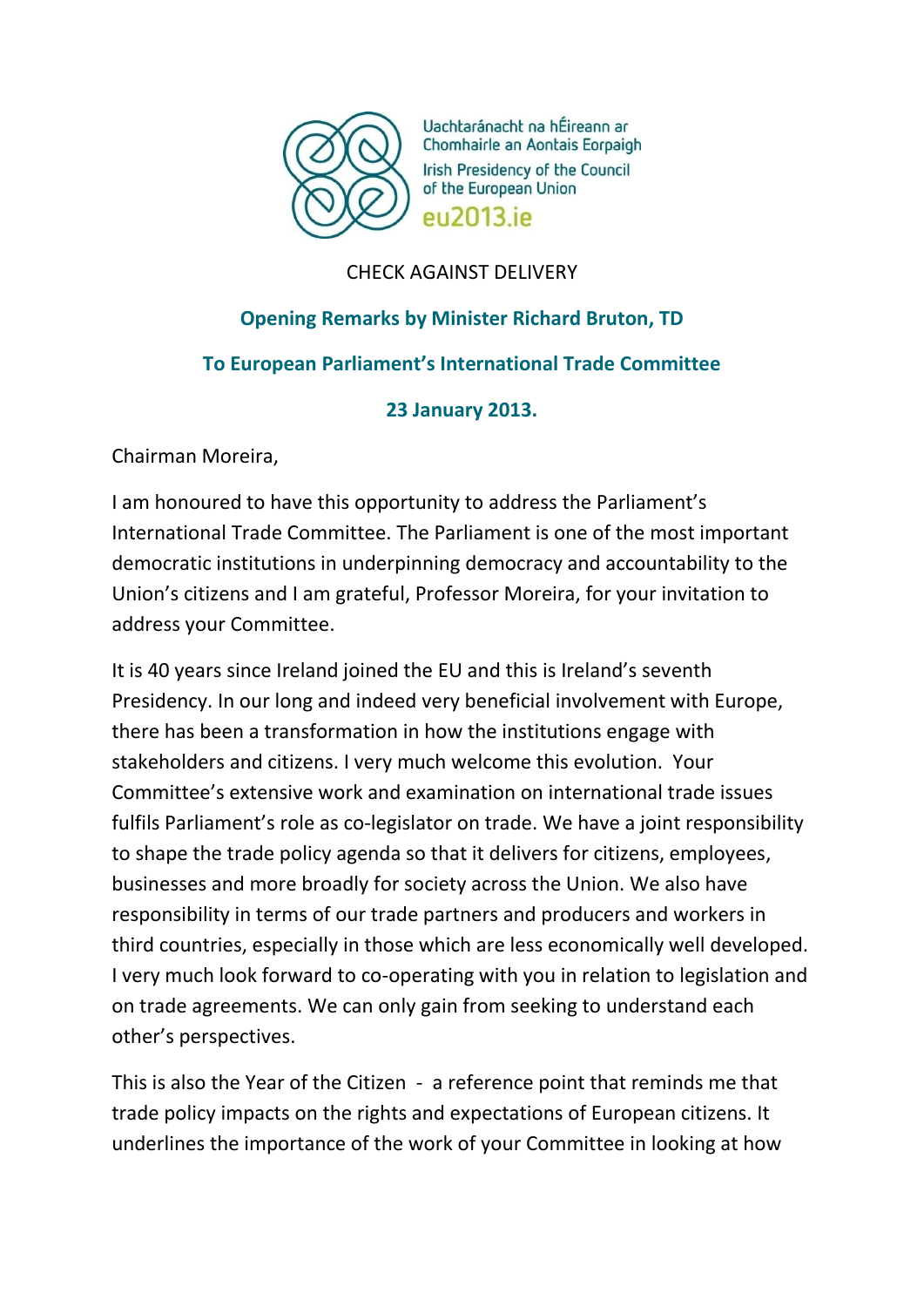Uachtaránacht na hÉireann ar Chomhairle an Aontais Eorpaigh
Irish Presidency of the Council of the European Union
eu2013.ie

CHECK AGAINST DELIVERY

**Opening Remarks by Minister Richard Bruton, TD**

**To European Parliament's International Trade Committee**

**23 January 2013.**

Chairman Moreira,

I am honoured to have this opportunity to address the Parliament's International Trade Committee. The Parliament is one of the most important democratic institutions in underpinning democracy and accountability to the Union's citizens and I am grateful, Professor Moreira, for your invitation to address your Committee.

It is 40 years since Ireland joined the EU and this is Ireland's seventh Presidency. In our long and indeed very beneficial involvement with Europe, there has been a transformation in how the institutions engage with stakeholders and citizens. I very much welcome this evolution. Your Committee's extensive work and examination on international trade issues fulfils Parliament's role as co-legislator on trade. We have a joint responsibility to shape the trade policy agenda so that it delivers for citizens, employees, businesses and more broadly for society across the Union. We also have responsibility in terms of our trade partners and producers and workers in third countries, especially in those which are less economically well developed. I very much look forward to co-operating with you in relation to legislation and on trade agreements. We can only gain from seeking to understand each other's perspectives.

This is also the Year of the Citizen - a reference point that reminds me that trade policy impacts on the rights and expectations of European citizens. It underlines the importance of the work of your Committee in looking at how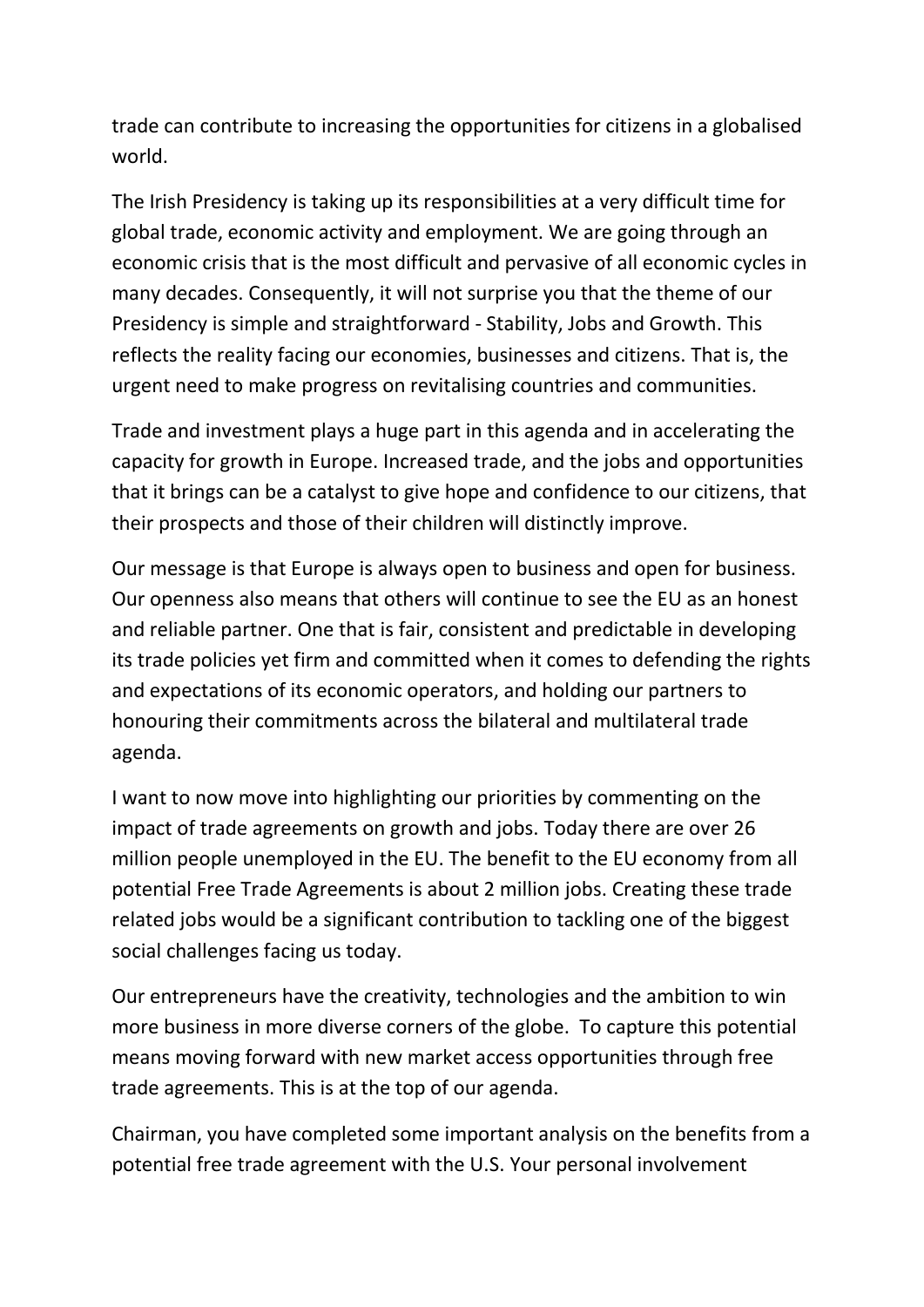trade can contribute to increasing the opportunities for citizens in a globalised world.

The Irish Presidency is taking up its responsibilities at a very difficult time for global trade, economic activity and employment. We are going through an economic crisis that is the most difficult and pervasive of all economic cycles in many decades. Consequently, it will not surprise you that the theme of our Presidency is simple and straightforward - Stability, Jobs and Growth. This reflects the reality facing our economies, businesses and citizens. That is, the urgent need to make progress on revitalising countries and communities.

Trade and investment plays a huge part in this agenda and in accelerating the capacity for growth in Europe. Increased trade, and the jobs and opportunities that it brings can be a catalyst to give hope and confidence to our citizens, that their prospects and those of their children will distinctly improve.

Our message is that Europe is always open to business and open for business. Our openness also means that others will continue to see the EU as an honest and reliable partner. One that is fair, consistent and predictable in developing its trade policies yet firm and committed when it comes to defending the rights and expectations of its economic operators, and holding our partners to honouring their commitments across the bilateral and multilateral trade agenda.

I want to now move into highlighting our priorities by commenting on the impact of trade agreements on growth and jobs. Today there are over 26 million people unemployed in the EU. The benefit to the EU economy from all potential Free Trade Agreements is about 2 million jobs. Creating these trade related jobs would be a significant contribution to tackling one of the biggest social challenges facing us today.

Our entrepreneurs have the creativity, technologies and the ambition to win more business in more diverse corners of the globe. To capture this potential means moving forward with new market access opportunities through free trade agreements. This is at the top of our agenda.

Chairman, you have completed some important analysis on the benefits from a potential free trade agreement with the U.S. Your personal involvement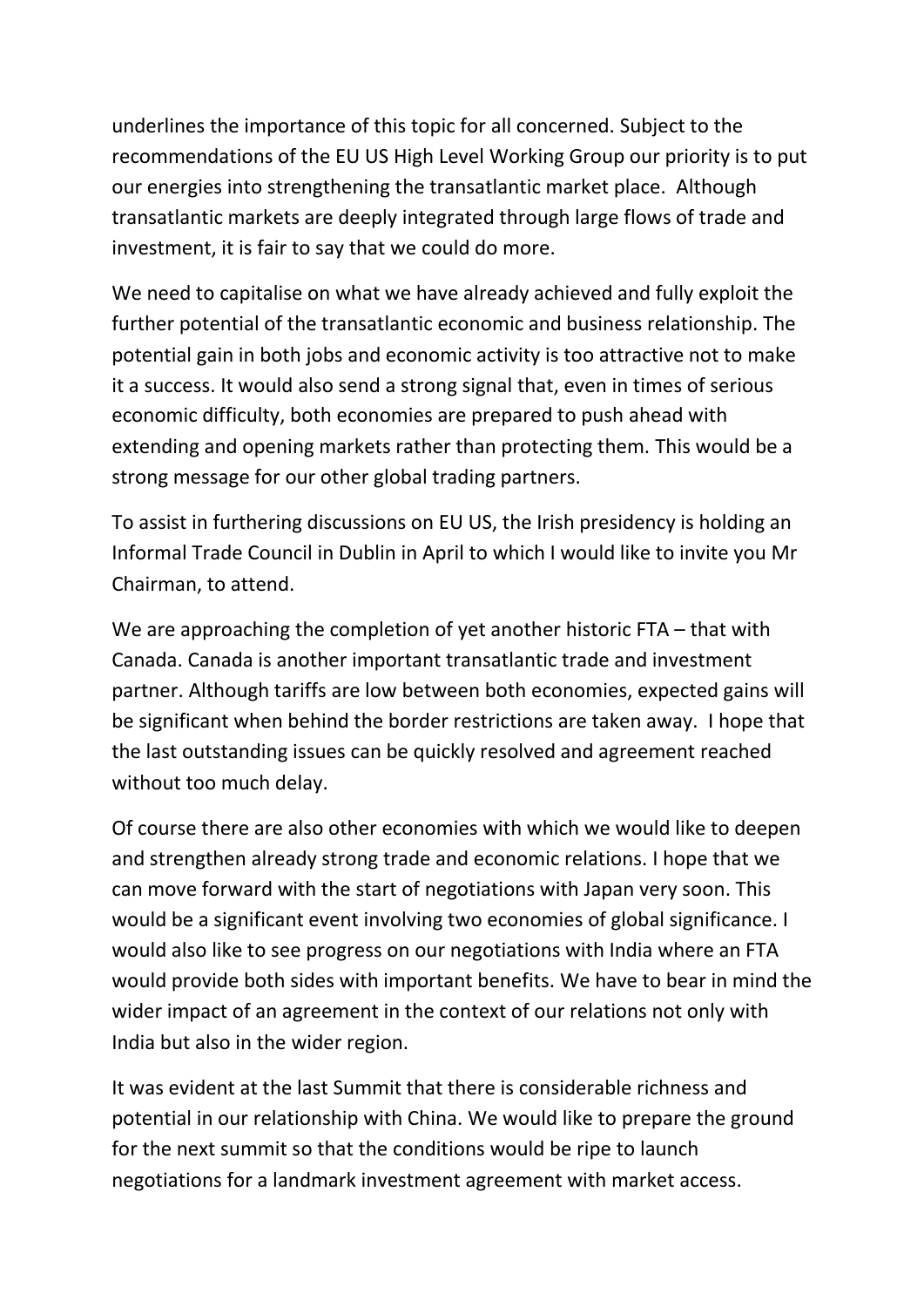underlines the importance of this topic for all concerned. Subject to the recommendations of the EU US High Level Working Group our priority is to put our energies into strengthening the transatlantic market place. Although transatlantic markets are deeply integrated through large flows of trade and investment, it is fair to say that we could do more.

We need to capitalise on what we have already achieved and fully exploit the further potential of the transatlantic economic and business relationship. The potential gain in both jobs and economic activity is too attractive not to make it a success. It would also send a strong signal that, even in times of serious economic difficulty, both economies are prepared to push ahead with extending and opening markets rather than protecting them. This would be a strong message for our other global trading partners.

To assist in furthering discussions on EU US, the Irish presidency is holding an Informal Trade Council in Dublin in April to which I would like to invite you Mr Chairman, to attend.

We are approaching the completion of yet another historic FTA – that with Canada. Canada is another important transatlantic trade and investment partner. Although tariffs are low between both economies, expected gains will be significant when behind the border restrictions are taken away. I hope that the last outstanding issues can be quickly resolved and agreement reached without too much delay.

Of course there are also other economies with which we would like to deepen and strengthen already strong trade and economic relations. I hope that we can move forward with the start of negotiations with Japan very soon. This would be a significant event involving two economies of global significance. I would also like to see progress on our negotiations with India where an FTA would provide both sides with important benefits. We have to bear in mind the wider impact of an agreement in the context of our relations not only with India but also in the wider region.

It was evident at the last Summit that there is considerable richness and potential in our relationship with China. We would like to prepare the ground for the next summit so that the conditions would be ripe to launch negotiations for a landmark investment agreement with market access.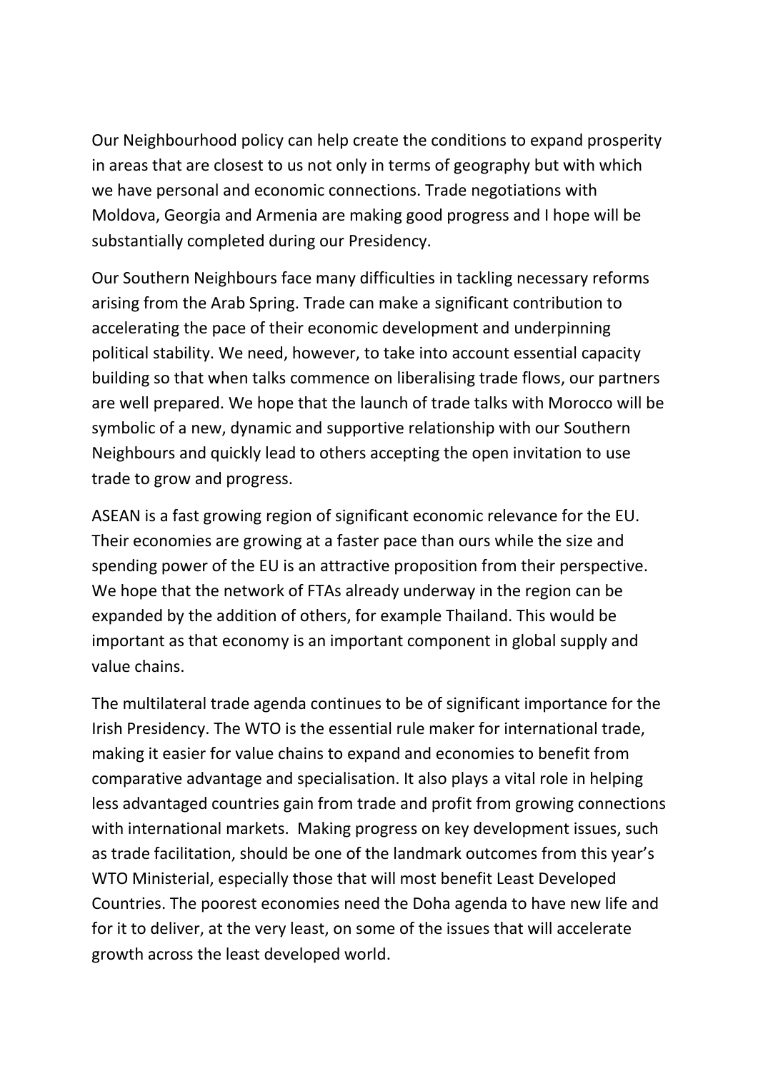Our Neighbourhood policy can help create the conditions to expand prosperity in areas that are closest to us not only in terms of geography but with which we have personal and economic connections. Trade negotiations with Moldova, Georgia and Armenia are making good progress and I hope will be substantially completed during our Presidency.

Our Southern Neighbours face many difficulties in tackling necessary reforms arising from the Arab Spring. Trade can make a significant contribution to accelerating the pace of their economic development and underpinning political stability. We need, however, to take into account essential capacity building so that when talks commence on liberalising trade flows, our partners are well prepared. We hope that the launch of trade talks with Morocco will be symbolic of a new, dynamic and supportive relationship with our Southern Neighbours and quickly lead to others accepting the open invitation to use trade to grow and progress.

ASEAN is a fast growing region of significant economic relevance for the EU. Their economies are growing at a faster pace than ours while the size and spending power of the EU is an attractive proposition from their perspective. We hope that the network of FTAs already underway in the region can be expanded by the addition of others, for example Thailand. This would be important as that economy is an important component in global supply and value chains.

The multilateral trade agenda continues to be of significant importance for the Irish Presidency. The WTO is the essential rule maker for international trade, making it easier for value chains to expand and economies to benefit from comparative advantage and specialisation. It also plays a vital role in helping less advantaged countries gain from trade and profit from growing connections with international markets. Making progress on key development issues, such as trade facilitation, should be one of the landmark outcomes from this year's WTO Ministerial, especially those that will most benefit Least Developed Countries. The poorest economies need the Doha agenda to have new life and for it to deliver, at the very least, on some of the issues that will accelerate growth across the least developed world.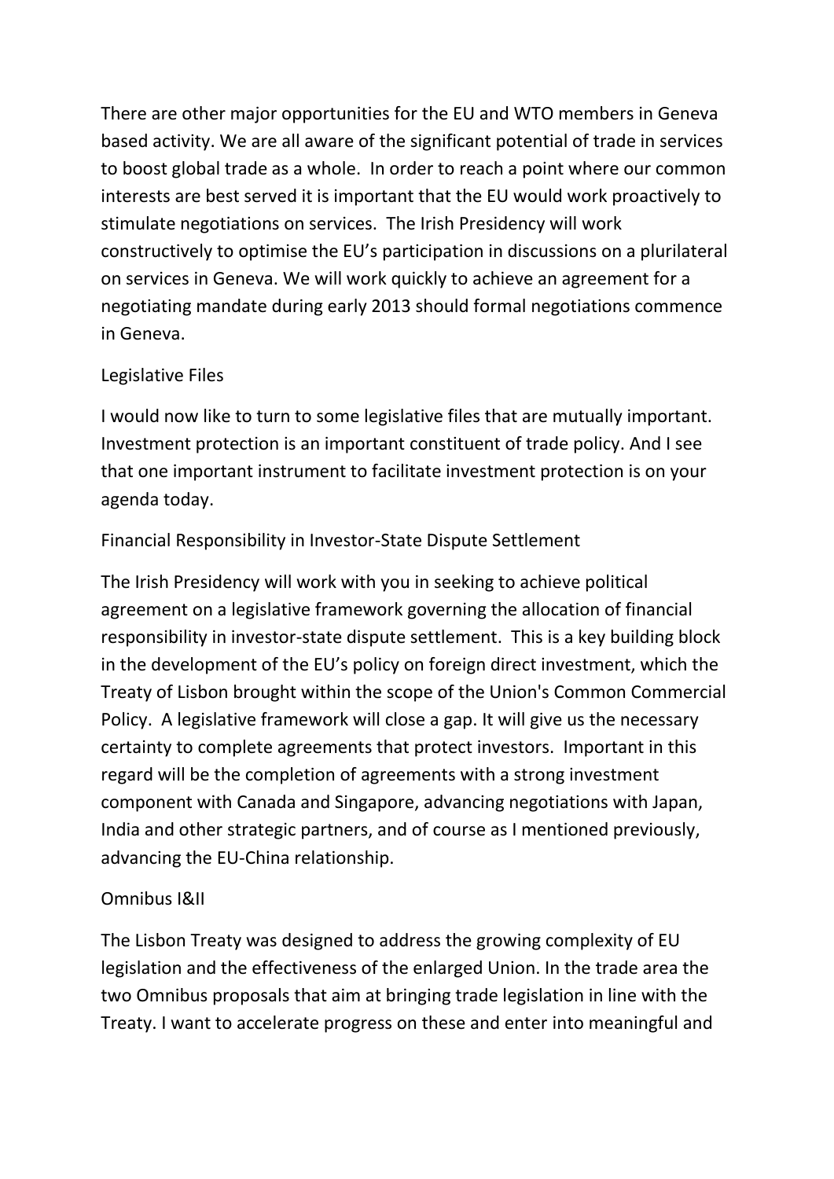There are other major opportunities for the EU and WTO members in Geneva based activity. We are all aware of the significant potential of trade in services to boost global trade as a whole. In order to reach a point where our common interests are best served it is important that the EU would work proactively to stimulate negotiations on services. The Irish Presidency will work constructively to optimise the EU's participation in discussions on a plurilateral on services in Geneva. We will work quickly to achieve an agreement for a negotiating mandate during early 2013 should formal negotiations commence in Geneva.

## Legislative Files

I would now like to turn to some legislative files that are mutually important. Investment protection is an important constituent of trade policy. And I see that one important instrument to facilitate investment protection is on your agenda today.

### Financial Responsibility in Investor-State Dispute Settlement

The Irish Presidency will work with you in seeking to achieve political agreement on a legislative framework governing the allocation of financial responsibility in investor-state dispute settlement. This is a key building block in the development of the EU's policy on foreign direct investment, which the Treaty of Lisbon brought within the scope of the Union's Common Commercial Policy. A legislative framework will close a gap. It will give us the necessary certainty to complete agreements that protect investors. Important in this regard will be the completion of agreements with a strong investment component with Canada and Singapore, advancing negotiations with Japan, India and other strategic partners, and of course as I mentioned previously, advancing the EU-China relationship.

### Omnibus I&II

The Lisbon Treaty was designed to address the growing complexity of EU legislation and the effectiveness of the enlarged Union. In the trade area the two Omnibus proposals that aim at bringing trade legislation in line with the Treaty. I want to accelerate progress on these and enter into meaningful and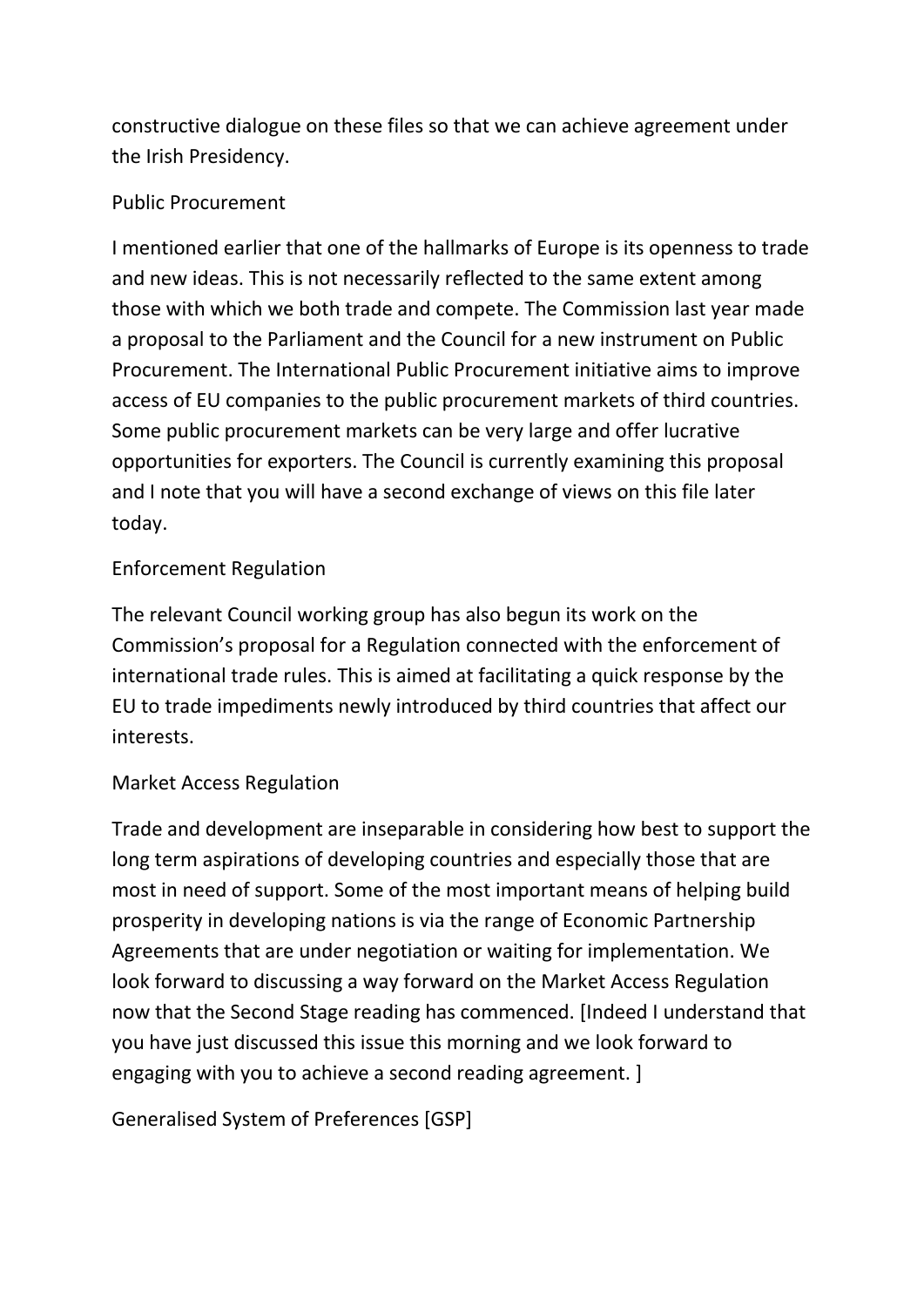constructive dialogue on these files so that we can achieve agreement under the Irish Presidency.

## Public Procurement

I mentioned earlier that one of the hallmarks of Europe is its openness to trade and new ideas. This is not necessarily reflected to the same extent among those with which we both trade and compete. The Commission last year made a proposal to the Parliament and the Council for a new instrument on Public Procurement. The International Public Procurement initiative aims to improve access of EU companies to the public procurement markets of third countries. Some public procurement markets can be very large and offer lucrative opportunities for exporters. The Council is currently examining this proposal and I note that you will have a second exchange of views on this file later today.

## Enforcement Regulation

The relevant Council working group has also begun its work on the Commission's proposal for a Regulation connected with the enforcement of international trade rules. This is aimed at facilitating a quick response by the EU to trade impediments newly introduced by third countries that affect our interests.

## Market Access Regulation

Trade and development are inseparable in considering how best to support the long term aspirations of developing countries and especially those that are most in need of support. Some of the most important means of helping build prosperity in developing nations is via the range of Economic Partnership Agreements that are under negotiation or waiting for implementation. We look forward to discussing a way forward on the Market Access Regulation now that the Second Stage reading has commenced. [Indeed I understand that you have just discussed this issue this morning and we look forward to engaging with you to achieve a second reading agreement. ]

## Generalised System of Preferences [GSP]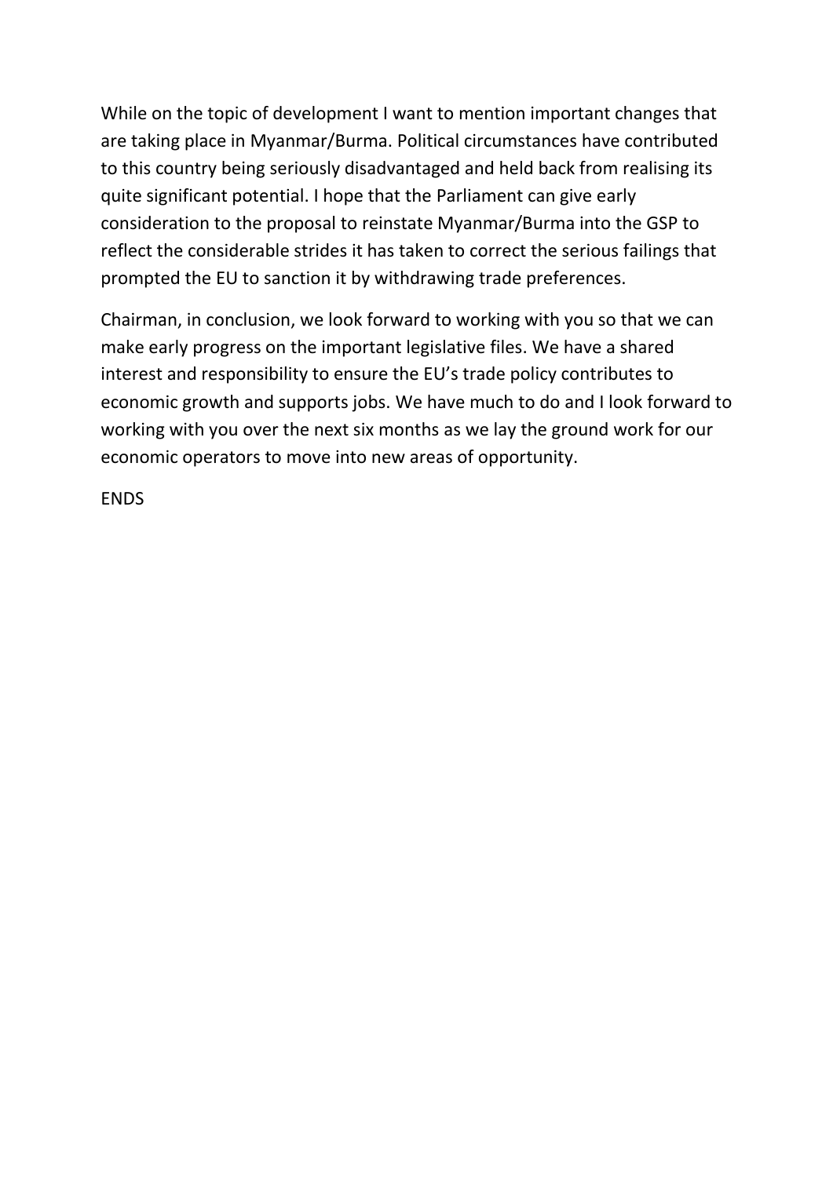While on the topic of development I want to mention important changes that are taking place in Myanmar/Burma. Political circumstances have contributed to this country being seriously disadvantaged and held back from realising its quite significant potential. I hope that the Parliament can give early consideration to the proposal to reinstate Myanmar/Burma into the GSP to reflect the considerable strides it has taken to correct the serious failings that prompted the EU to sanction it by withdrawing trade preferences.

Chairman, in conclusion, we look forward to working with you so that we can make early progress on the important legislative files. We have a shared interest and responsibility to ensure the EU's trade policy contributes to economic growth and supports jobs. We have much to do and I look forward to working with you over the next six months as we lay the ground work for our economic operators to move into new areas of opportunity.

ENDS